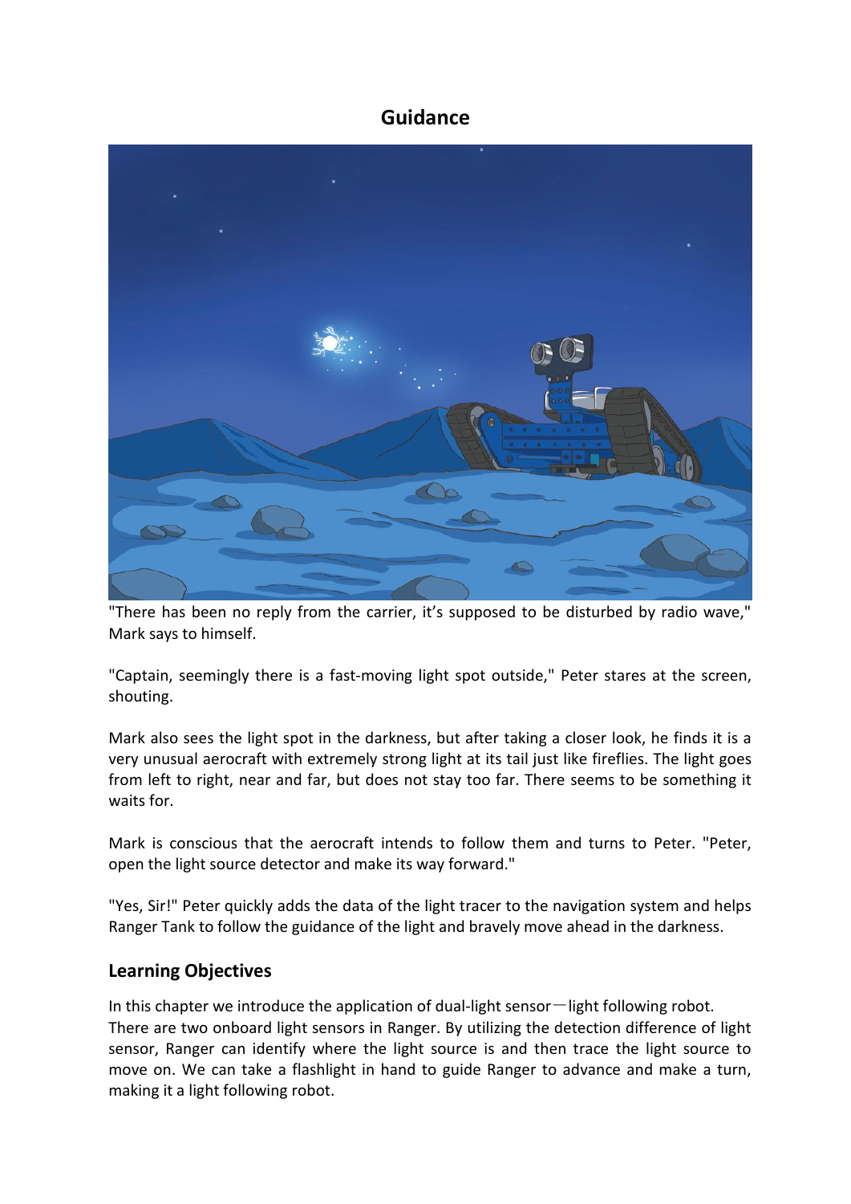# Guidance

"There has been no reply from the carrier, it's supposed to be disturbed by radio wave," Mark says to himself.

"Captain, seemingly there is a fast-moving light spot outside," Peter stares at the screen, shouting.

Mark also sees the light spot in the darkness, but after taking a closer look, he finds it is a very unusual aerocraft with extremely strong light at its tail just like fireflies. The light goes from left to right, near and far, but does not stay too far. There seems to be something it waits for.

Mark is conscious that the aerocraft intends to follow them and turns to Peter. "Peter, open the light source detector and make its way forward."

"Yes, Sir!" Peter quickly adds the data of the light tracer to the navigation system and helps Ranger Tank to follow the guidance of the light and bravely move ahead in the darkness.

## Learning Objectives

In this chapter we introduce the application of dual-light sensor—light following robot. There are two onboard light sensors in Ranger. By utilizing the detection difference of light sensor, Ranger can identify where the light source is and then trace the light source to move on. We can take a flashlight in hand to guide Ranger to advance and make a turn, making it a light following robot.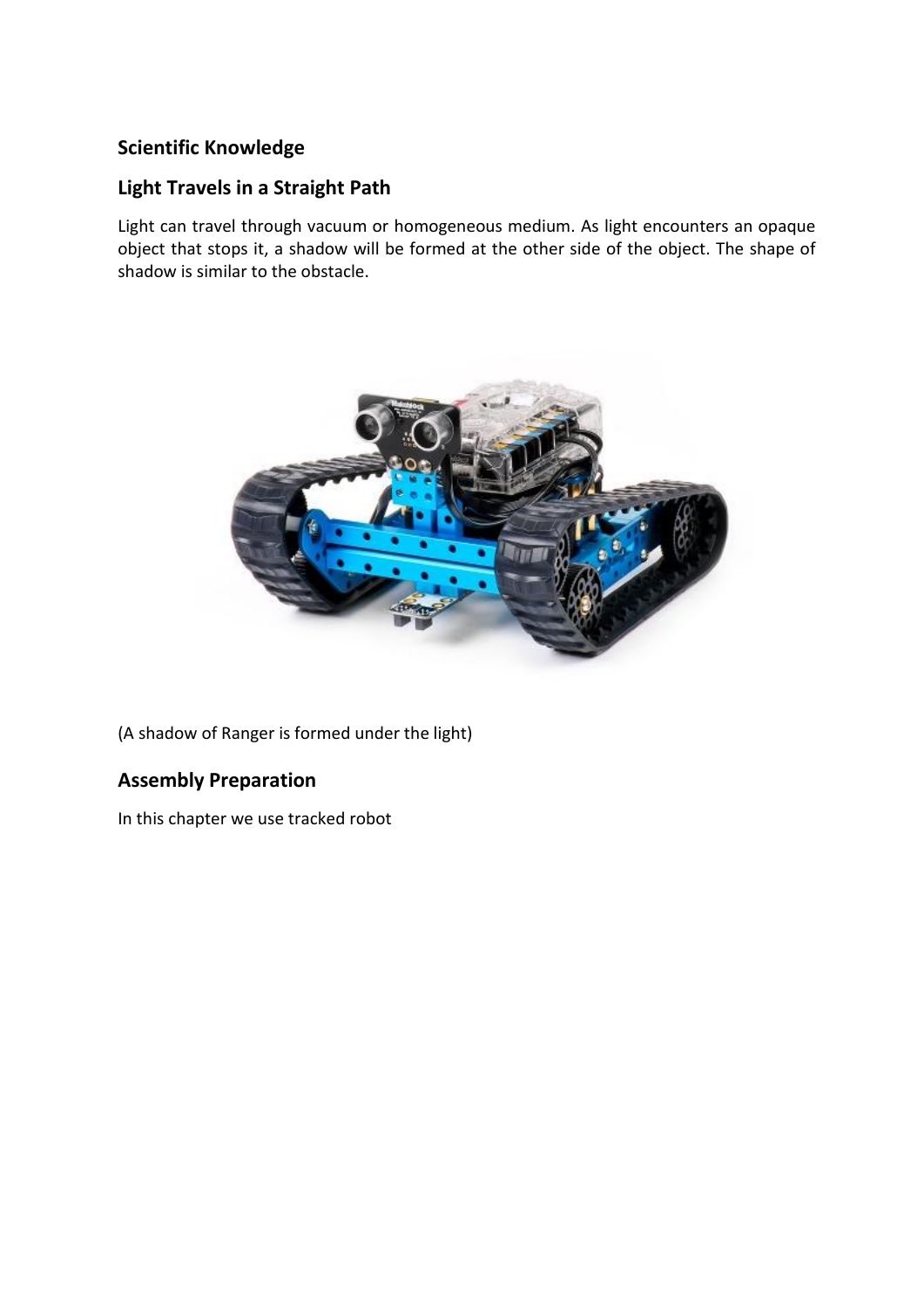## Scientific Knowledge

## Light Travels in a Straight Path

Light can travel through vacuum or homogeneous medium. As light encounters an opaque object that stops it, a shadow will be formed at the other side of the object. The shape of shadow is similar to the obstacle.

(A shadow of Ranger is formed under the light)

## Assembly Preparation

In this chapter we use tracked robot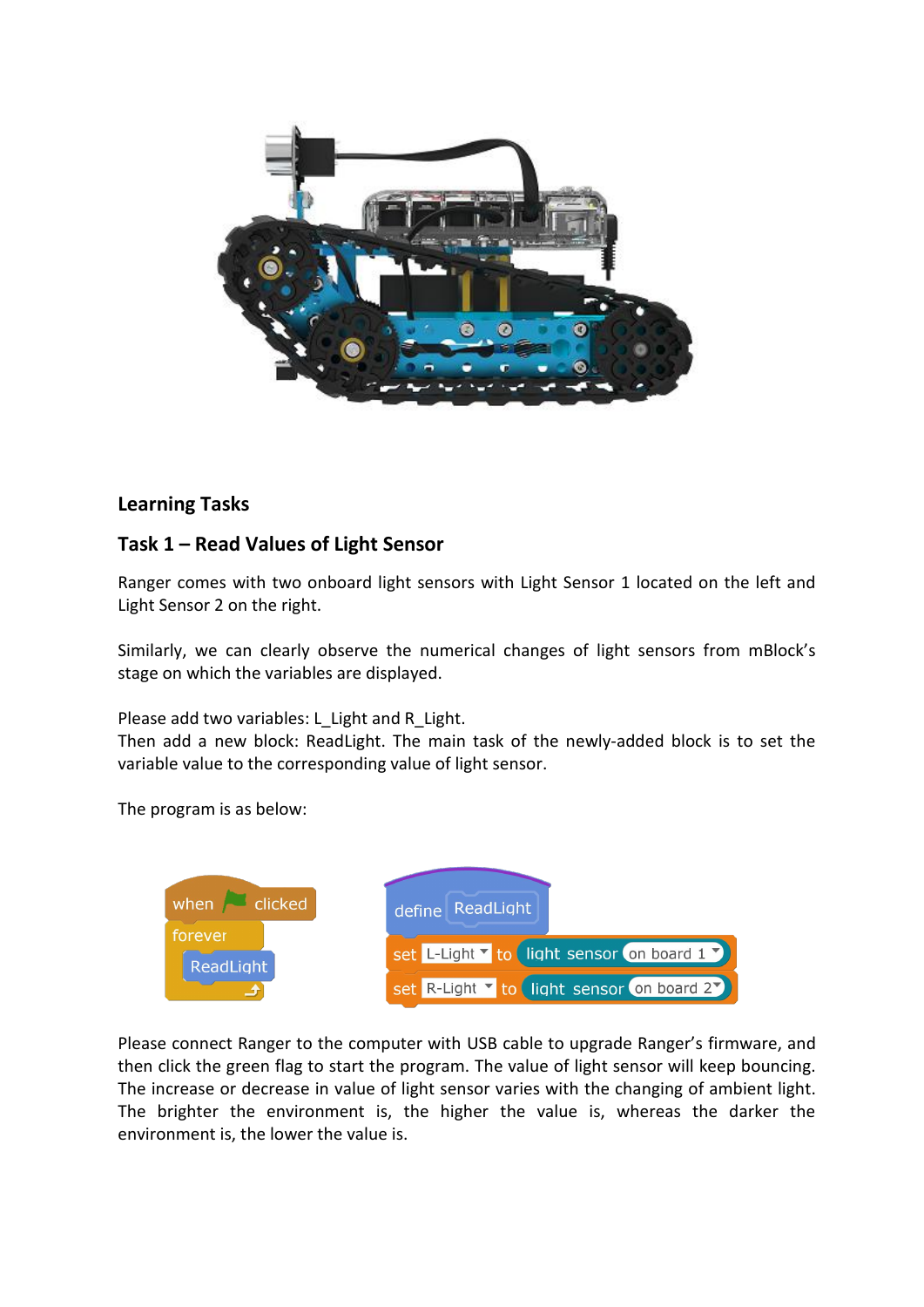## Learning Tasks

### Task 1 – Read Values of Light Sensor

Ranger comes with two onboard light sensors with Light Sensor 1 located on the left and Light Sensor 2 on the right.

Similarly, we can clearly observe the numerical changes of light sensors from mBlock's stage on which the variables are displayed.

Please add two variables: L_Light and R_Light.
Then add a new block: ReadLight. The main task of the newly-added block is to set the variable value to the corresponding value of light sensor.

The program is as below:

```
when [green flag] clicked
forever
    ReadLight

define ReadLight
set L-Light to light sensor on board 1
set R-Light to light sensor on board 2
```

Please connect Ranger to the computer with USB cable to upgrade Ranger's firmware, and then click the green flag to start the program. The value of light sensor will keep bouncing. The increase or decrease in value of light sensor varies with the changing of ambient light. The brighter the environment is, the higher the value is, whereas the darker the environment is, the lower the value is.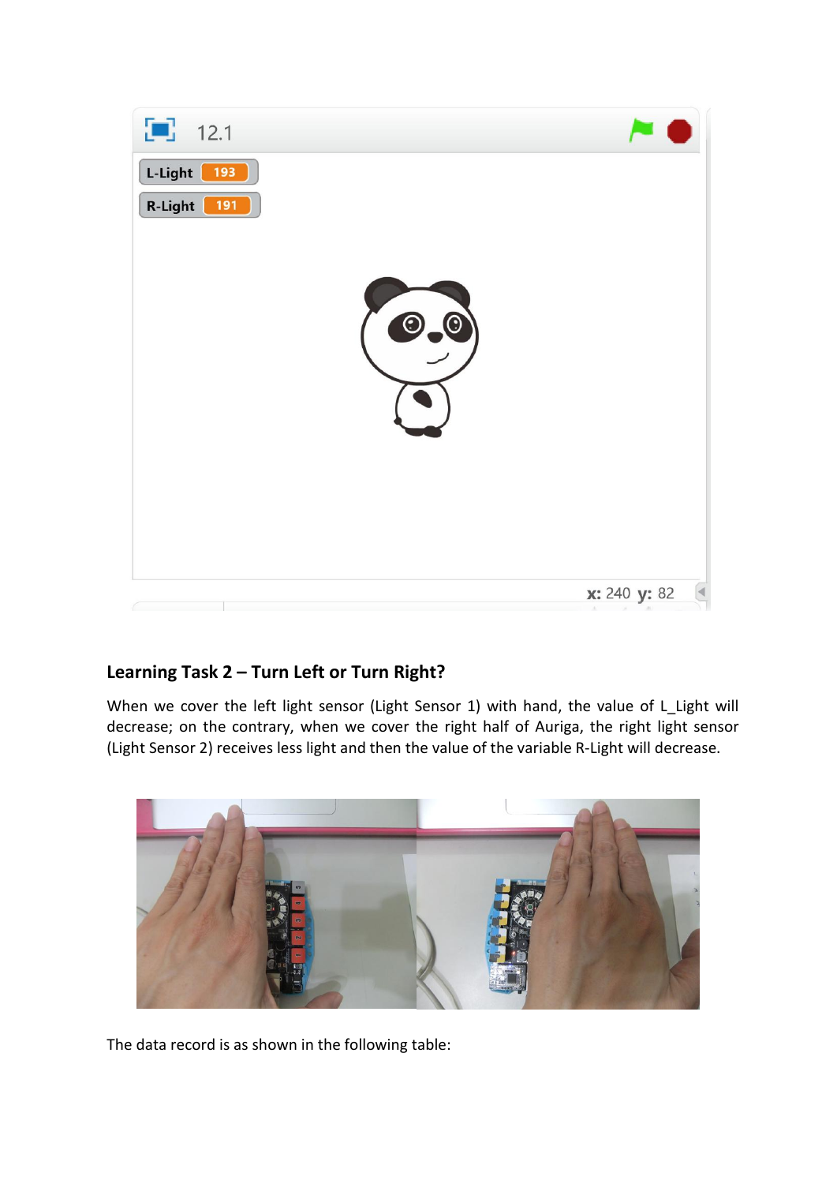## Learning Task 2 – Turn Left or Turn Right?

When we cover the left light sensor (Light Sensor 1) with hand, the value of L_Light will decrease; on the contrary, when we cover the right half of Auriga, the right light sensor (Light Sensor 2) receives less light and then the value of the variable R-Light will decrease.

The data record is as shown in the following table: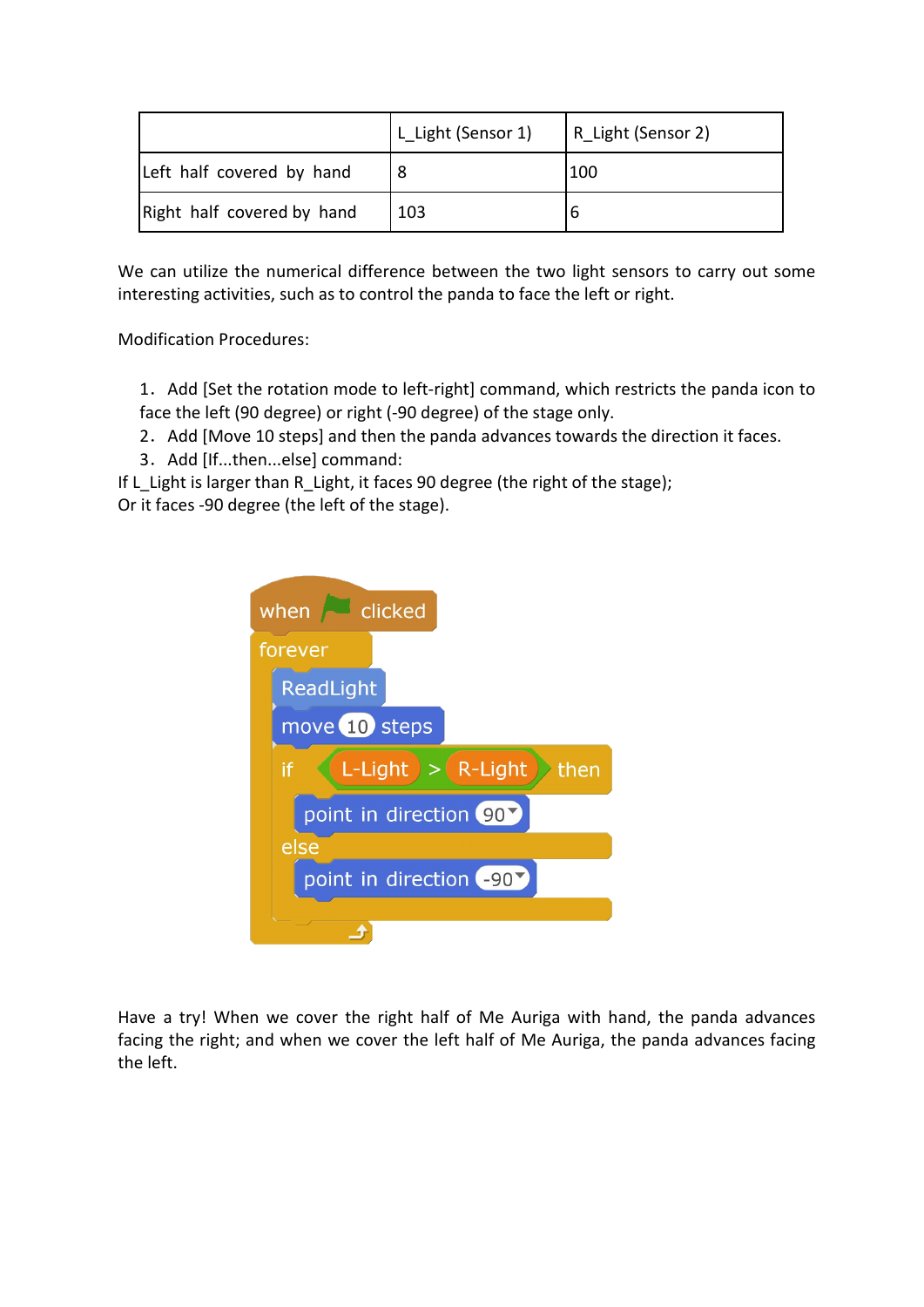| | L_Light (Sensor 1) | R_Light (Sensor 2) |
|---|---|---|
| Left half covered by hand | 8 | 100 |
| Right half covered by hand | 103 | 6 |

We can utilize the numerical difference between the two light sensors to carry out some interesting activities, such as to control the panda to face the left or right.

Modification Procedures:

1. Add [Set the rotation mode to left-right] command, which restricts the panda icon to face the left (90 degree) or right (-90 degree) of the stage only.
2. Add [Move 10 steps] and then the panda advances towards the direction it faces.
3. Add [If...then...else] command:

If L_Light is larger than R_Light, it faces 90 degree (the right of the stage);
Or it faces -90 degree (the left of the stage).

```
when [flag] clicked
forever
    ReadLight
    move (10) steps
    if <(L-Light) > (R-Light)> then
        point in direction (90)
    else
        point in direction (-90)
```

Have a try! When we cover the right half of Me Auriga with hand, the panda advances facing the right; and when we cover the left half of Me Auriga, the panda advances facing the left.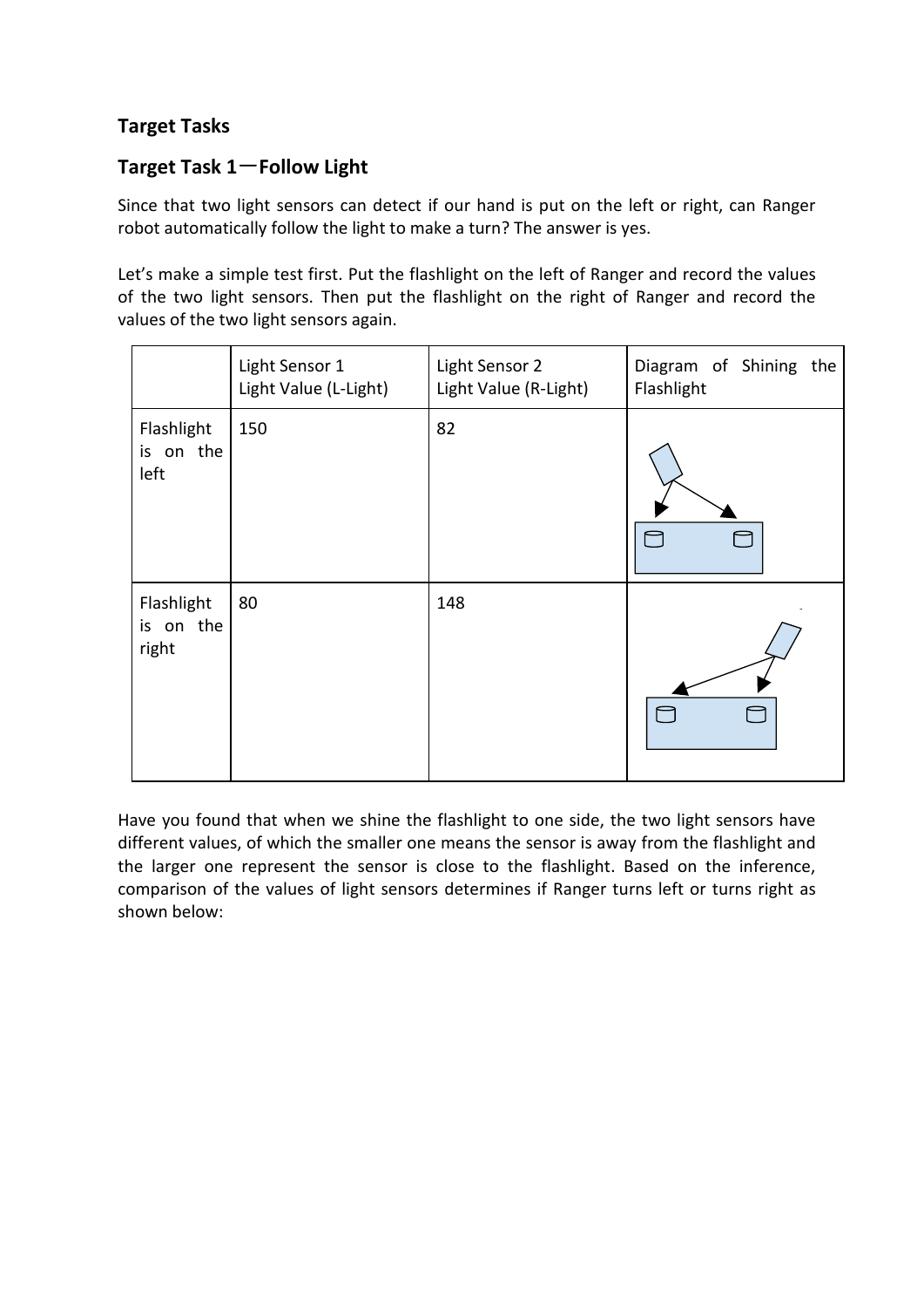## Target Tasks

## Target Task 1—Follow Light

Since that two light sensors can detect if our hand is put on the left or right, can Ranger robot automatically follow the light to make a turn? The answer is yes.

Let's make a simple test first. Put the flashlight on the left of Ranger and record the values of the two light sensors. Then put the flashlight on the right of Ranger and record the values of the two light sensors again.

| | Light Sensor 1 Light Value (L-Light) | Light Sensor 2 Light Value (R-Light) | Diagram of Shining the Flashlight |
|---|---|---|---|
| Flashlight is on the left | 150 | 82 | |
| Flashlight is on the right | 80 | 148 | |

Have you found that when we shine the flashlight to one side, the two light sensors have different values, of which the smaller one means the sensor is away from the flashlight and the larger one represent the sensor is close to the flashlight. Based on the inference, comparison of the values of light sensors determines if Ranger turns left or turns right as shown below: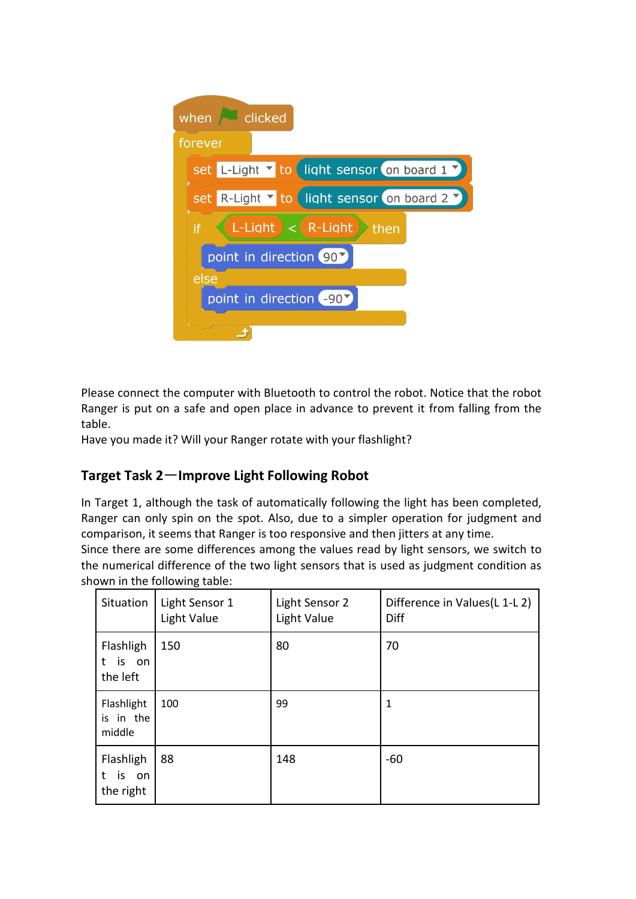```
when [green flag] clicked
forever
    set L-Light to light sensor on board 1
    set R-Light to light sensor on board 2
    if L-Light < R-Light then
        point in direction 90
    else
        point in direction -90
```

Please connect the computer with Bluetooth to control the robot. Notice that the robot Ranger is put on a safe and open place in advance to prevent it from falling from the table.

Have you made it? Will your Ranger rotate with your flashlight?

## Target Task 2—Improve Light Following Robot

In Target 1, although the task of automatically following the light has been completed, Ranger can only spin on the spot. Also, due to a simpler operation for judgment and comparison, it seems that Ranger is too responsive and then jitters at any time.

Since there are some differences among the values read by light sensors, we switch to the numerical difference of the two light sensors that is used as judgment condition as shown in the following table:

| Situation | Light Sensor 1 Light Value | Light Sensor 2 Light Value | Difference in Values(L 1-L 2) Diff |
|---|---|---|---|
| Flashlight is on the left | 150 | 80 | 70 |
| Flashlight is in the middle | 100 | 99 | 1 |
| Flashlight is on the right | 88 | 148 | -60 |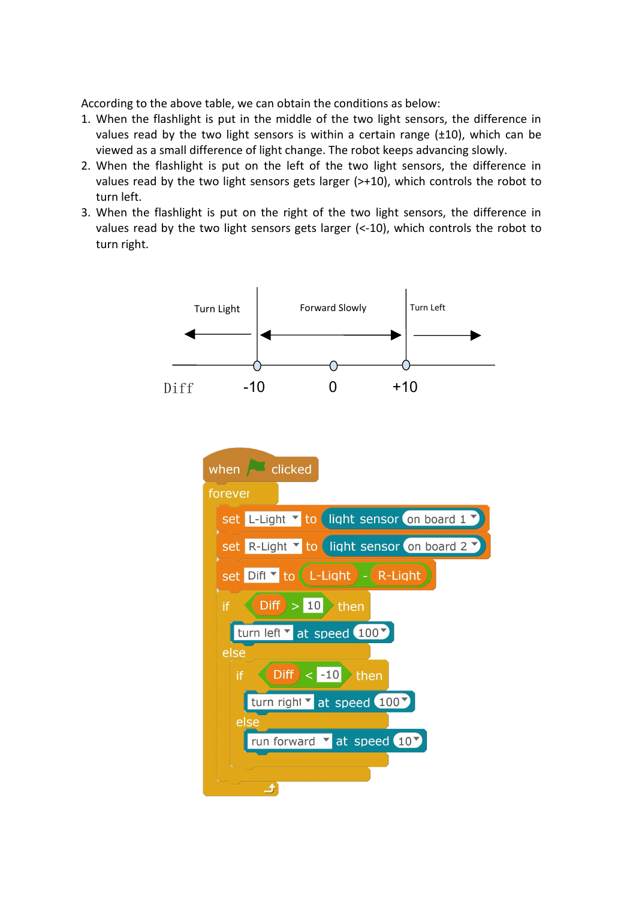According to the above table, we can obtain the conditions as below:

1. When the flashlight is put in the middle of the two light sensors, the difference in values read by the two light sensors is within a certain range (±10), which can be viewed as a small difference of light change. The robot keeps advancing slowly.
2. When the flashlight is put on the left of the two light sensors, the difference in values read by the two light sensors gets larger (>+10), which controls the robot to turn left.
3. When the flashlight is put on the right of the two light sensors, the difference in values read by the two light sensors gets larger (<-10), which controls the robot to turn right.

Turn Light | Forward Slowly | Turn Left

Diff -10 0 +10

```
when [flag] clicked
forever
    set L-Light to light sensor on board 1
    set R-Light to light sensor on board 2
    set Diff to (L-Light - R-Light)
    if Diff > 10 then
        turn left at speed 100
    else
        if Diff < -10 then
            turn right at speed 100
        else
            run forward at speed 10
```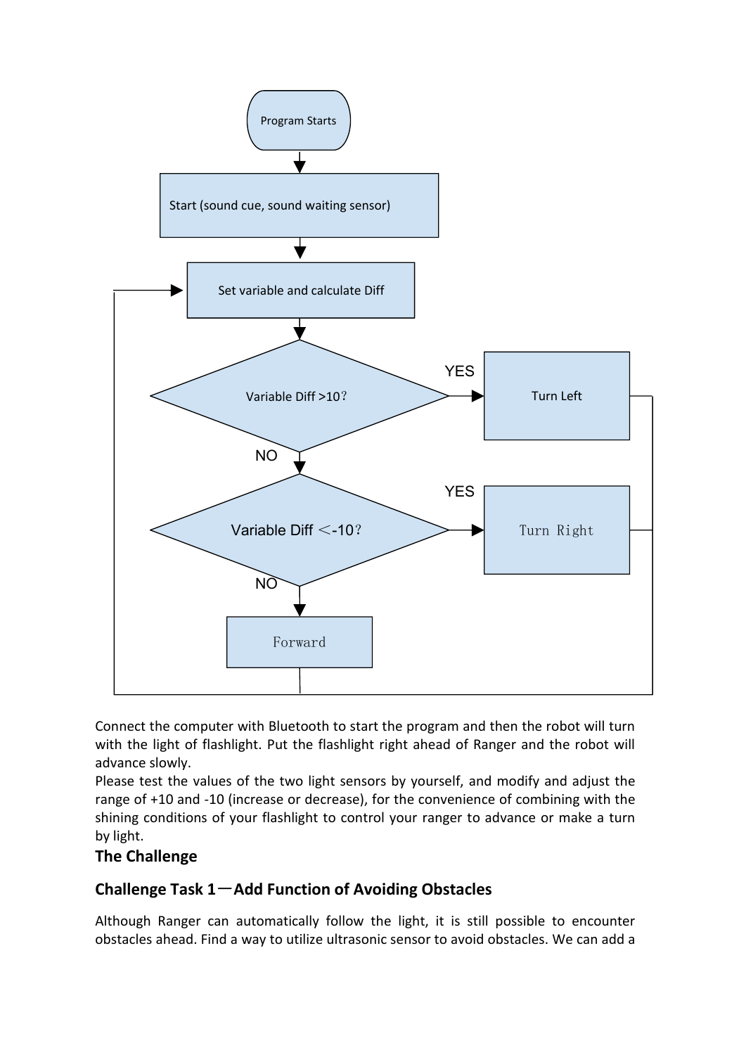Program Starts

Start (sound cue, sound waiting sensor)

Set variable and calculate Diff

Variable Diff >10? — YES → Turn Left

NO

Variable Diff <-10? — YES → Turn Right

NO

Forward

Connect the computer with Bluetooth to start the program and then the robot will turn with the light of flashlight. Put the flashlight right ahead of Ranger and the robot will advance slowly.

Please test the values of the two light sensors by yourself, and modify and adjust the range of +10 and -10 (increase or decrease), for the convenience of combining with the shining conditions of your flashlight to control your ranger to advance or make a turn by light.

## The Challenge

### Challenge Task 1—Add Function of Avoiding Obstacles

Although Ranger can automatically follow the light, it is still possible to encounter obstacles ahead. Find a way to utilize ultrasonic sensor to avoid obstacles. We can add a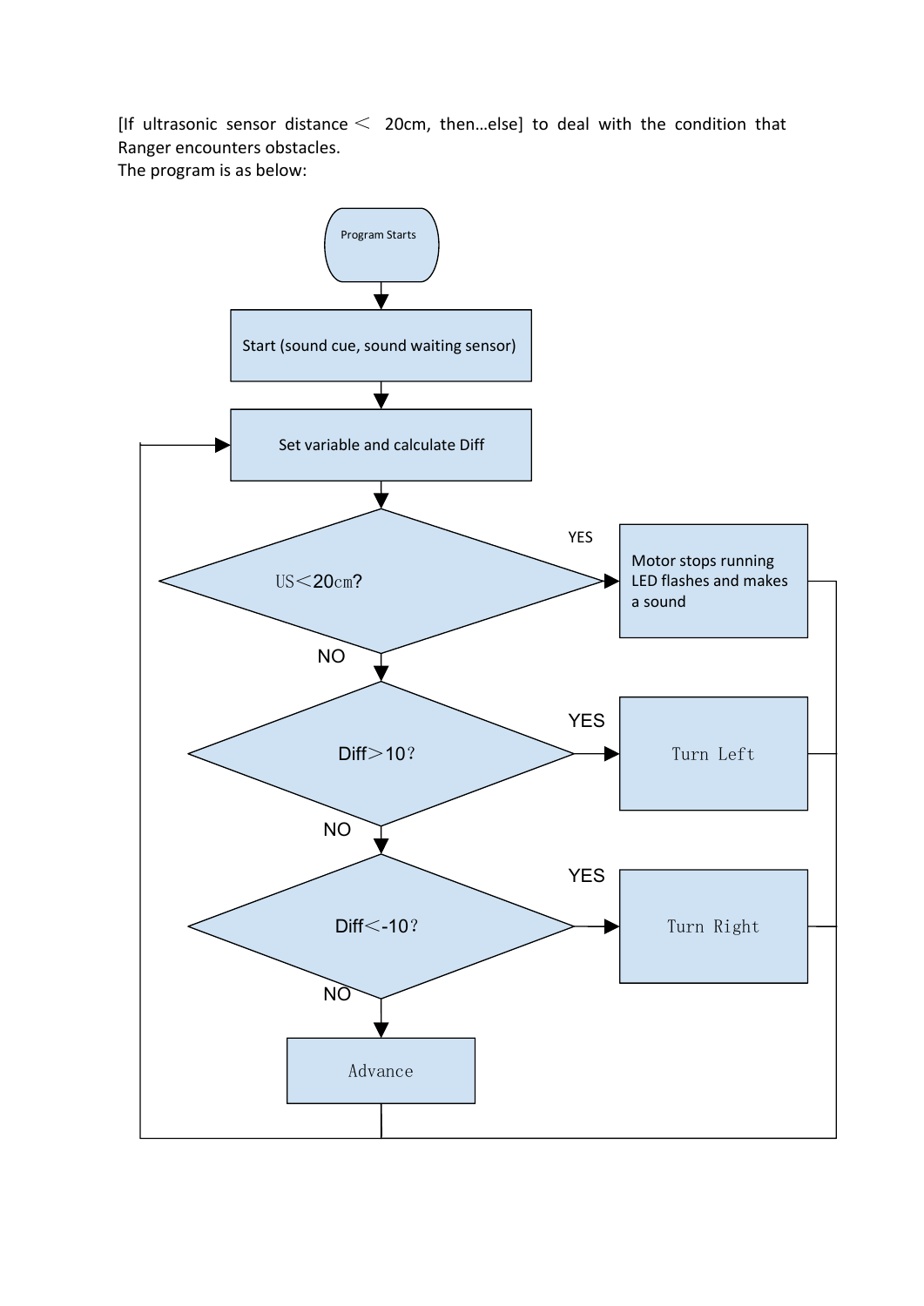[If ultrasonic sensor distance < 20cm, then…else] to deal with the condition that Ranger encounters obstacles.
The program is as below:

Program Starts

Start (sound cue, sound waiting sensor)

Set variable and calculate Diff

US<20cm?

YES

Motor stops running
LED flashes and makes a sound

NO

Diff>10?

YES

Turn Left

NO

Diff<-10?

YES

Turn Right

NO

Advance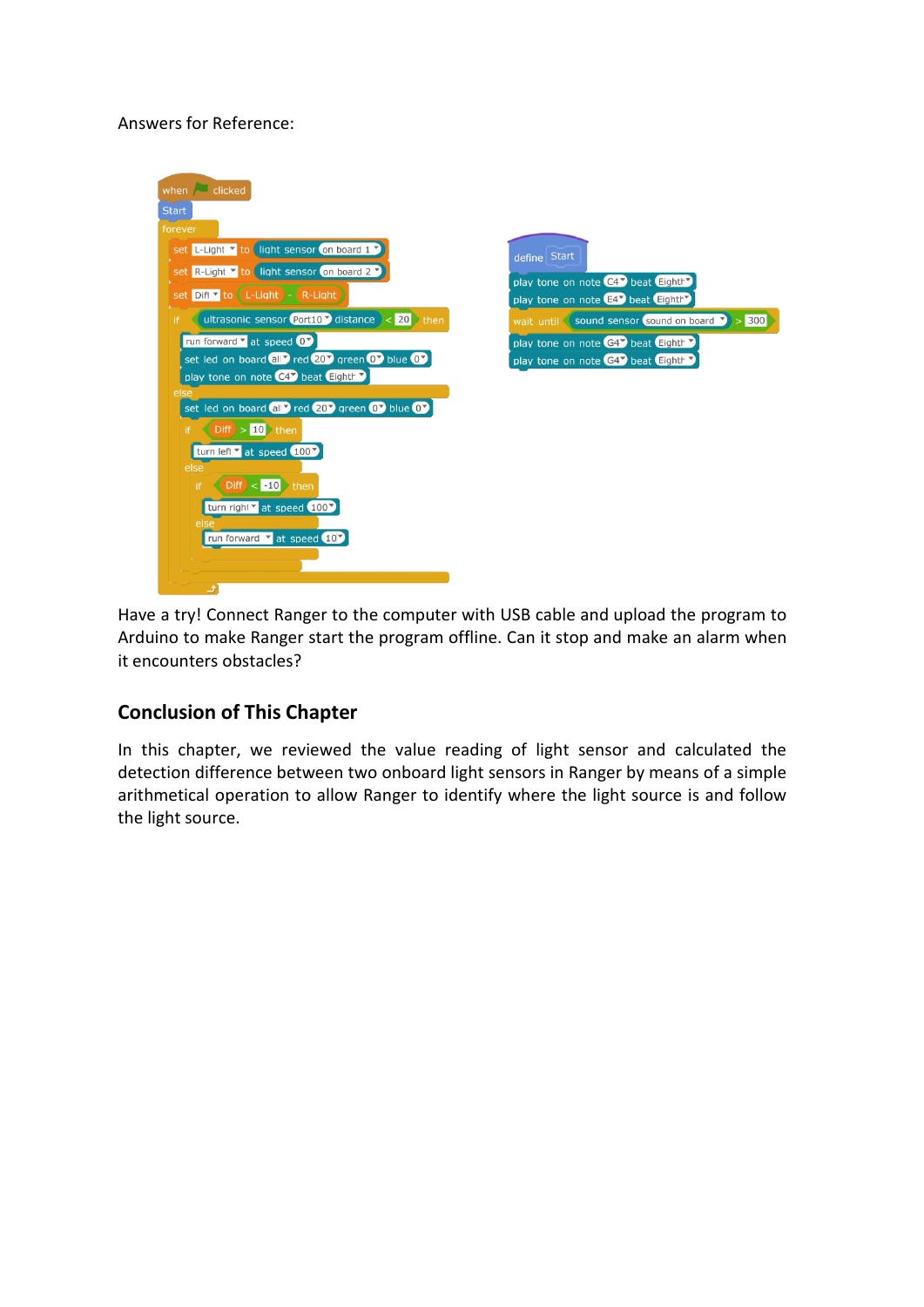Answers for Reference:

```
when [flag] clicked
Start
forever
    set L-Light to light sensor on board 1
    set R-Light to light sensor on board 2
    set Diff to (L-Light - R-Light)
    if ultrasonic sensor Port10 distance < 20 then
        run forward at speed 0
        set led on board all red 20 green 0 blue 0
        play tone on note C4 beat Eighth
    else
        set led on board all red 20 green 0 blue 0
        if Diff > 10 then
            turn left at speed 100
        else
            if Diff < -10 then
                turn right at speed 100
            else
                run forward at speed 10
```

```
define Start
play tone on note C4 beat Eighth
play tone on note E4 beat Eighth
wait until sound sensor sound on board > 300
play tone on note G4 beat Eighth
play tone on note G4 beat Eighth
```

Have a try! Connect Ranger to the computer with USB cable and upload the program to Arduino to make Ranger start the program offline. Can it stop and make an alarm when it encounters obstacles?

## Conclusion of This Chapter

In this chapter, we reviewed the value reading of light sensor and calculated the detection difference between two onboard light sensors in Ranger by means of a simple arithmetical operation to allow Ranger to identify where the light source is and follow the light source.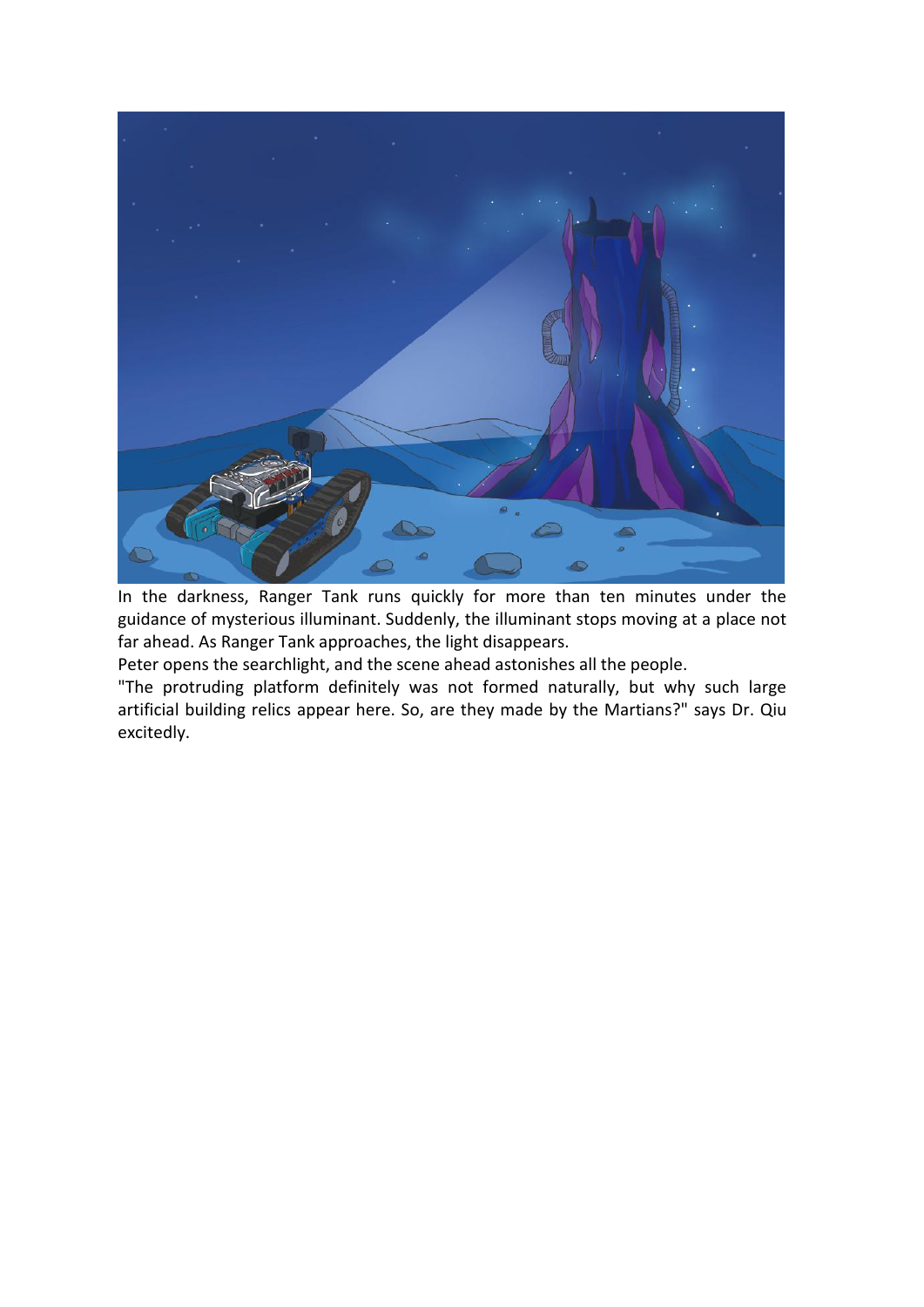In the darkness, Ranger Tank runs quickly for more than ten minutes under the guidance of mysterious illuminant. Suddenly, the illuminant stops moving at a place not far ahead. As Ranger Tank approaches, the light disappears.

Peter opens the searchlight, and the scene ahead astonishes all the people.

"The protruding platform definitely was not formed naturally, but why such large artificial building relics appear here. So, are they made by the Martians?" says Dr. Qiu excitedly.